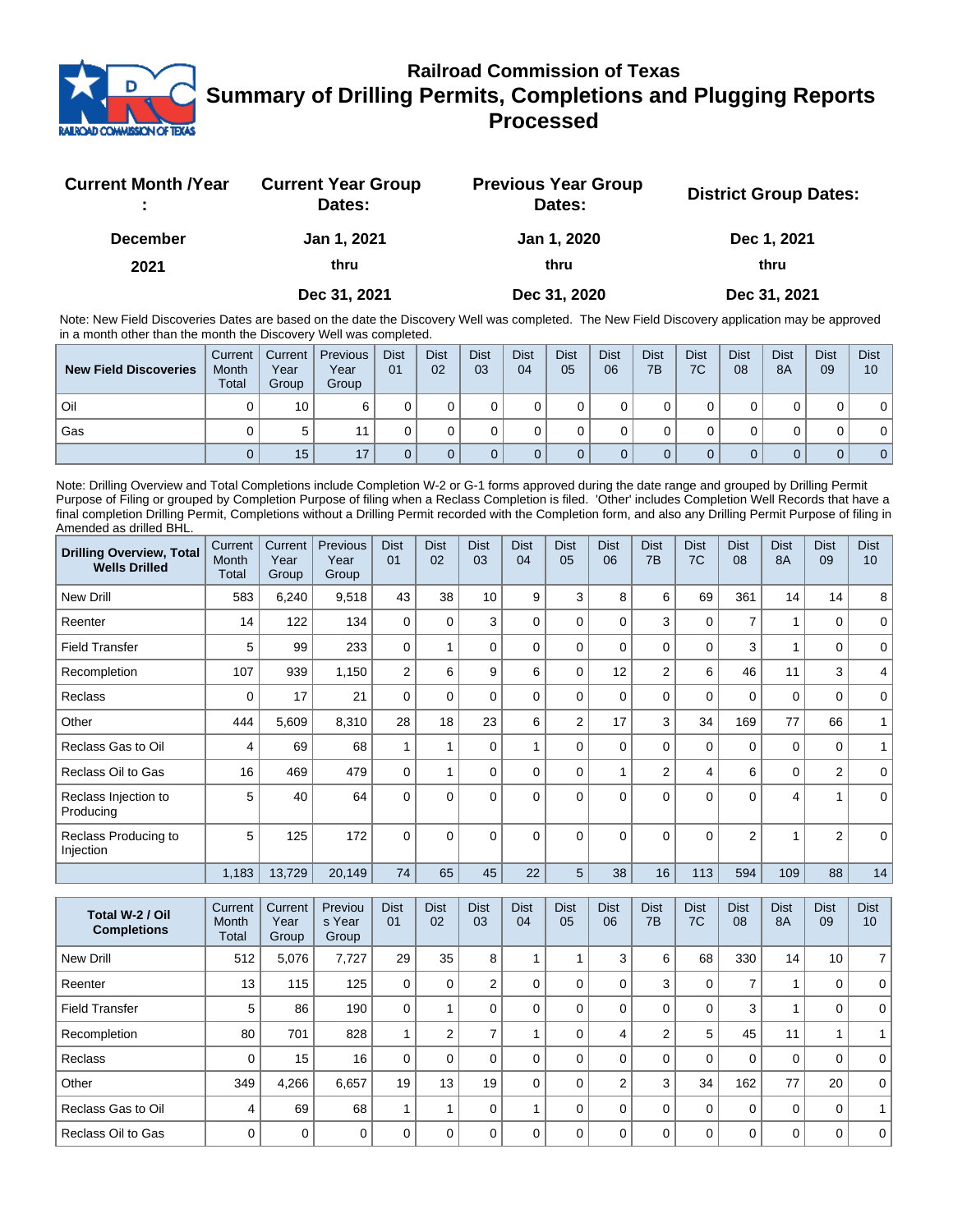# Railroad Commission of Texas

## Summary of Drilling Permits, Completions and Plugging Reports Processed

| Current Month /Year : | Current Year Group Dates: | Previous Year Group Dates: | District Group Dates: |
|---|---|---|---|
| December 2021 | Jan 1, 2021 thru Dec 31, 2021 | Jan 1, 2020 thru Dec 31, 2020 | Dec 1, 2021 thru Dec 31, 2021 |

Note: New Field Discoveries Dates are based on the date the Discovery Well was completed. The New Field Discovery application may be approved in a month other than the month the Discovery Well was completed.

| New Field Discoveries | Current Month Total | Current Year Group | Previous Year Group | Dist 01 | Dist 02 | Dist 03 | Dist 04 | Dist 05 | Dist 06 | Dist 7B | Dist 7C | Dist 08 | Dist 8A | Dist 09 | Dist 10 |
|---|---|---|---|---|---|---|---|---|---|---|---|---|---|---|---|
| Oil | 0 | 10 | 6 | 0 | 0 | 0 | 0 | 0 | 0 | 0 | 0 | 0 | 0 | 0 | 0 |
| Gas | 0 | 5 | 11 | 0 | 0 | 0 | 0 | 0 | 0 | 0 | 0 | 0 | 0 | 0 | 0 |
| | 0 | 15 | 17 | 0 | 0 | 0 | 0 | 0 | 0 | 0 | 0 | 0 | 0 | 0 | 0 |

Note: Drilling Overview and Total Completions include Completion W-2 or G-1 forms approved during the date range and grouped by Drilling Permit Purpose of Filing or grouped by Completion Purpose of filing when a Reclass Completion is filed. 'Other' includes Completion Well Records that have a final completion Drilling Permit, Completions without a Drilling Permit recorded with the Completion form, and also any Drilling Permit Purpose of filing in Amended as drilled BHL.

| Drilling Overview, Total Wells Drilled | Current Month Total | Current Year Group | Previous Year Group | Dist 01 | Dist 02 | Dist 03 | Dist 04 | Dist 05 | Dist 06 | Dist 7B | Dist 7C | Dist 08 | Dist 8A | Dist 09 | Dist 10 |
|---|---|---|---|---|---|---|---|---|---|---|---|---|---|---|---|
| New Drill | 583 | 6,240 | 9,518 | 43 | 38 | 10 | 9 | 3 | 8 | 6 | 69 | 361 | 14 | 14 | 8 |
| Reenter | 14 | 122 | 134 | 0 | 0 | 3 | 0 | 0 | 0 | 3 | 0 | 7 | 1 | 0 | 0 |
| Field Transfer | 5 | 99 | 233 | 0 | 1 | 0 | 0 | 0 | 0 | 0 | 0 | 3 | 1 | 0 | 0 |
| Recompletion | 107 | 939 | 1,150 | 2 | 6 | 9 | 6 | 0 | 12 | 2 | 6 | 46 | 11 | 3 | 4 |
| Reclass | 0 | 17 | 21 | 0 | 0 | 0 | 0 | 0 | 0 | 0 | 0 | 0 | 0 | 0 | 0 |
| Other | 444 | 5,609 | 8,310 | 28 | 18 | 23 | 6 | 2 | 17 | 3 | 34 | 169 | 77 | 66 | 1 |
| Reclass Gas to Oil | 4 | 69 | 68 | 1 | 1 | 0 | 1 | 0 | 0 | 0 | 0 | 0 | 0 | 0 | 1 |
| Reclass Oil to Gas | 16 | 469 | 479 | 0 | 1 | 0 | 0 | 0 | 1 | 2 | 4 | 6 | 0 | 2 | 0 |
| Reclass Injection to Producing | 5 | 40 | 64 | 0 | 0 | 0 | 0 | 0 | 0 | 0 | 0 | 0 | 4 | 1 | 0 |
| Reclass Producing to Injection | 5 | 125 | 172 | 0 | 0 | 0 | 0 | 0 | 0 | 0 | 0 | 2 | 1 | 2 | 0 |
| | 1,183 | 13,729 | 20,149 | 74 | 65 | 45 | 22 | 5 | 38 | 16 | 113 | 594 | 109 | 88 | 14 |

| Total W-2 / Oil Completions | Current Month Total | Current Year Group | Previous Year Group | Dist 01 | Dist 02 | Dist 03 | Dist 04 | Dist 05 | Dist 06 | Dist 7B | Dist 7C | Dist 08 | Dist 8A | Dist 09 | Dist 10 |
|---|---|---|---|---|---|---|---|---|---|---|---|---|---|---|---|
| New Drill | 512 | 5,076 | 7,727 | 29 | 35 | 8 | 1 | 1 | 3 | 6 | 68 | 330 | 14 | 10 | 7 |
| Reenter | 13 | 115 | 125 | 0 | 0 | 2 | 0 | 0 | 0 | 3 | 0 | 7 | 1 | 0 | 0 |
| Field Transfer | 5 | 86 | 190 | 0 | 1 | 0 | 0 | 0 | 0 | 0 | 0 | 3 | 1 | 0 | 0 |
| Recompletion | 80 | 701 | 828 | 1 | 2 | 7 | 1 | 0 | 4 | 2 | 5 | 45 | 11 | 1 | 1 |
| Reclass | 0 | 15 | 16 | 0 | 0 | 0 | 0 | 0 | 0 | 0 | 0 | 0 | 0 | 0 | 0 |
| Other | 349 | 4,266 | 6,657 | 19 | 13 | 19 | 0 | 0 | 2 | 3 | 34 | 162 | 77 | 20 | 0 |
| Reclass Gas to Oil | 4 | 69 | 68 | 1 | 1 | 0 | 1 | 0 | 0 | 0 | 0 | 0 | 0 | 0 | 1 |
| Reclass Oil to Gas | 0 | 0 | 0 | 0 | 0 | 0 | 0 | 0 | 0 | 0 | 0 | 0 | 0 | 0 | 0 |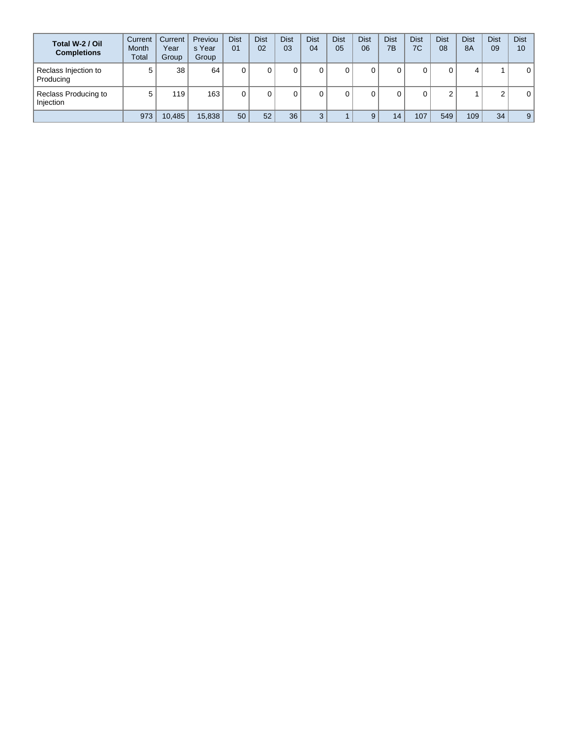| Total W-2 / Oil Completions | Current Month Total | Current Year Group | Previous Year Group | Dist 01 | Dist 02 | Dist 03 | Dist 04 | Dist 05 | Dist 06 | Dist 7B | Dist 7C | Dist 08 | Dist 8A | Dist 09 | Dist 10 |
|---|---|---|---|---|---|---|---|---|---|---|---|---|---|---|---|
| Reclass Injection to Producing | 5 | 38 | 64 | 0 | 0 | 0 | 0 | 0 | 0 | 0 | 0 | 0 | 4 | 1 | 0 |
| Reclass Producing to Injection | 5 | 119 | 163 | 0 | 0 | 0 | 0 | 0 | 0 | 0 | 0 | 2 | 1 | 2 | 0 |
| | 973 | 10,485 | 15,838 | 50 | 52 | 36 | 3 | 1 | 9 | 14 | 107 | 549 | 109 | 34 | 9 |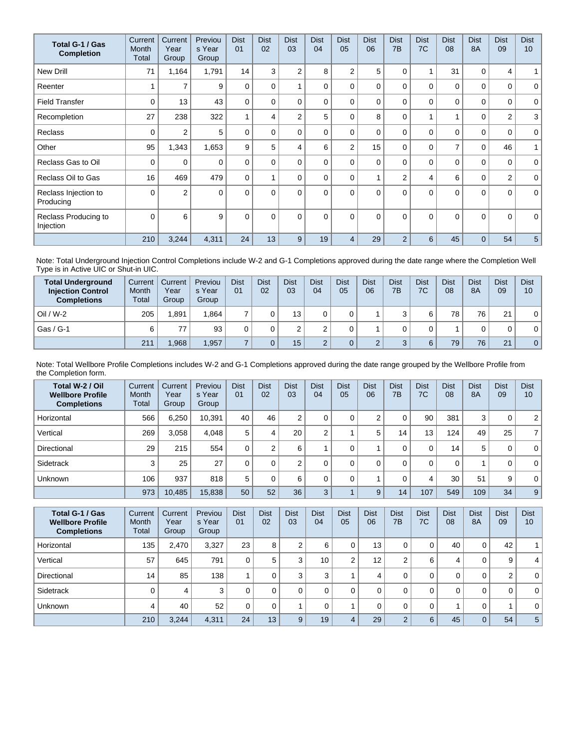| Total G-1 / Gas Completion | Current Month Total | Current Year Group | Previous Year Group | Dist 01 | Dist 02 | Dist 03 | Dist 04 | Dist 05 | Dist 06 | Dist 7B | Dist 7C | Dist 08 | Dist 8A | Dist 09 | Dist 10 |
|---|---|---|---|---|---|---|---|---|---|---|---|---|---|---|---|
| New Drill | 71 | 1,164 | 1,791 | 14 | 3 | 2 | 8 | 2 | 5 | 0 | 1 | 31 | 0 | 4 | 1 |
| Reenter | 1 | 7 | 9 | 0 | 0 | 1 | 0 | 0 | 0 | 0 | 0 | 0 | 0 | 0 | 0 |
| Field Transfer | 0 | 13 | 43 | 0 | 0 | 0 | 0 | 0 | 0 | 0 | 0 | 0 | 0 | 0 | 0 |
| Recompletion | 27 | 238 | 322 | 1 | 4 | 2 | 5 | 0 | 8 | 0 | 1 | 1 | 0 | 2 | 3 |
| Reclass | 0 | 2 | 5 | 0 | 0 | 0 | 0 | 0 | 0 | 0 | 0 | 0 | 0 | 0 | 0 |
| Other | 95 | 1,343 | 1,653 | 9 | 5 | 4 | 6 | 2 | 15 | 0 | 0 | 7 | 0 | 46 | 1 |
| Reclass Gas to Oil | 0 | 0 | 0 | 0 | 0 | 0 | 0 | 0 | 0 | 0 | 0 | 0 | 0 | 0 | 0 |
| Reclass Oil to Gas | 16 | 469 | 479 | 0 | 1 | 0 | 0 | 0 | 1 | 2 | 4 | 6 | 0 | 2 | 0 |
| Reclass Injection to Producing | 0 | 2 | 0 | 0 | 0 | 0 | 0 | 0 | 0 | 0 | 0 | 0 | 0 | 0 | 0 |
| Reclass Producing to Injection | 0 | 6 | 9 | 0 | 0 | 0 | 0 | 0 | 0 | 0 | 0 | 0 | 0 | 0 | 0 |
| | 210 | 3,244 | 4,311 | 24 | 13 | 9 | 19 | 4 | 29 | 2 | 6 | 45 | 0 | 54 | 5 |

Note: Total Underground Injection Control Completions include W-2 and G-1 Completions approved during the date range where the Completion Well Type is in Active UIC or Shut-in UIC.

| Total Underground Injection Control Completions | Current Month Total | Current Year Group | Previous Year Group | Dist 01 | Dist 02 | Dist 03 | Dist 04 | Dist 05 | Dist 06 | Dist 7B | Dist 7C | Dist 08 | Dist 8A | Dist 09 | Dist 10 |
|---|---|---|---|---|---|---|---|---|---|---|---|---|---|---|---|
| Oil / W-2 | 205 | 1,891 | 1,864 | 7 | 0 | 13 | 0 | 0 | 1 | 3 | 6 | 78 | 76 | 21 | 0 |
| Gas / G-1 | 6 | 77 | 93 | 0 | 0 | 2 | 2 | 0 | 1 | 0 | 0 | 1 | 0 | 0 | 0 |
| | 211 | 1,968 | 1,957 | 7 | 0 | 15 | 2 | 0 | 2 | 3 | 6 | 79 | 76 | 21 | 0 |

Note: Total Wellbore Profile Completions includes W-2 and G-1 Completions approved during the date range grouped by the Wellbore Profile from the Completion form.

| Total W-2 / Oil Wellbore Profile Completions | Current Month Total | Current Year Group | Previous Year Group | Dist 01 | Dist 02 | Dist 03 | Dist 04 | Dist 05 | Dist 06 | Dist 7B | Dist 7C | Dist 08 | Dist 8A | Dist 09 | Dist 10 |
|---|---|---|---|---|---|---|---|---|---|---|---|---|---|---|---|
| Horizontal | 566 | 6,250 | 10,391 | 40 | 46 | 2 | 0 | 0 | 2 | 0 | 90 | 381 | 3 | 0 | 2 |
| Vertical | 269 | 3,058 | 4,048 | 5 | 4 | 20 | 2 | 1 | 5 | 14 | 13 | 124 | 49 | 25 | 7 |
| Directional | 29 | 215 | 554 | 0 | 2 | 6 | 1 | 0 | 1 | 0 | 0 | 14 | 5 | 0 | 0 |
| Sidetrack | 3 | 25 | 27 | 0 | 0 | 2 | 0 | 0 | 0 | 0 | 0 | 0 | 1 | 0 | 0 |
| Unknown | 106 | 937 | 818 | 5 | 0 | 6 | 0 | 0 | 1 | 0 | 4 | 30 | 51 | 9 | 0 |
| | 973 | 10,485 | 15,838 | 50 | 52 | 36 | 3 | 1 | 9 | 14 | 107 | 549 | 109 | 34 | 9 |

| Total G-1 / Gas Wellbore Profile Completions | Current Month Total | Current Year Group | Previous Year Group | Dist 01 | Dist 02 | Dist 03 | Dist 04 | Dist 05 | Dist 06 | Dist 7B | Dist 7C | Dist 08 | Dist 8A | Dist 09 | Dist 10 |
|---|---|---|---|---|---|---|---|---|---|---|---|---|---|---|---|
| Horizontal | 135 | 2,470 | 3,327 | 23 | 8 | 2 | 6 | 0 | 13 | 0 | 0 | 40 | 0 | 42 | 1 |
| Vertical | 57 | 645 | 791 | 0 | 5 | 3 | 10 | 2 | 12 | 2 | 6 | 4 | 0 | 9 | 4 |
| Directional | 14 | 85 | 138 | 1 | 0 | 3 | 3 | 1 | 4 | 0 | 0 | 0 | 0 | 2 | 0 |
| Sidetrack | 0 | 4 | 3 | 0 | 0 | 0 | 0 | 0 | 0 | 0 | 0 | 0 | 0 | 0 | 0 |
| Unknown | 4 | 40 | 52 | 0 | 0 | 1 | 0 | 1 | 0 | 0 | 0 | 1 | 0 | 1 | 0 |
| | 210 | 3,244 | 4,311 | 24 | 13 | 9 | 19 | 4 | 29 | 2 | 6 | 45 | 0 | 54 | 5 |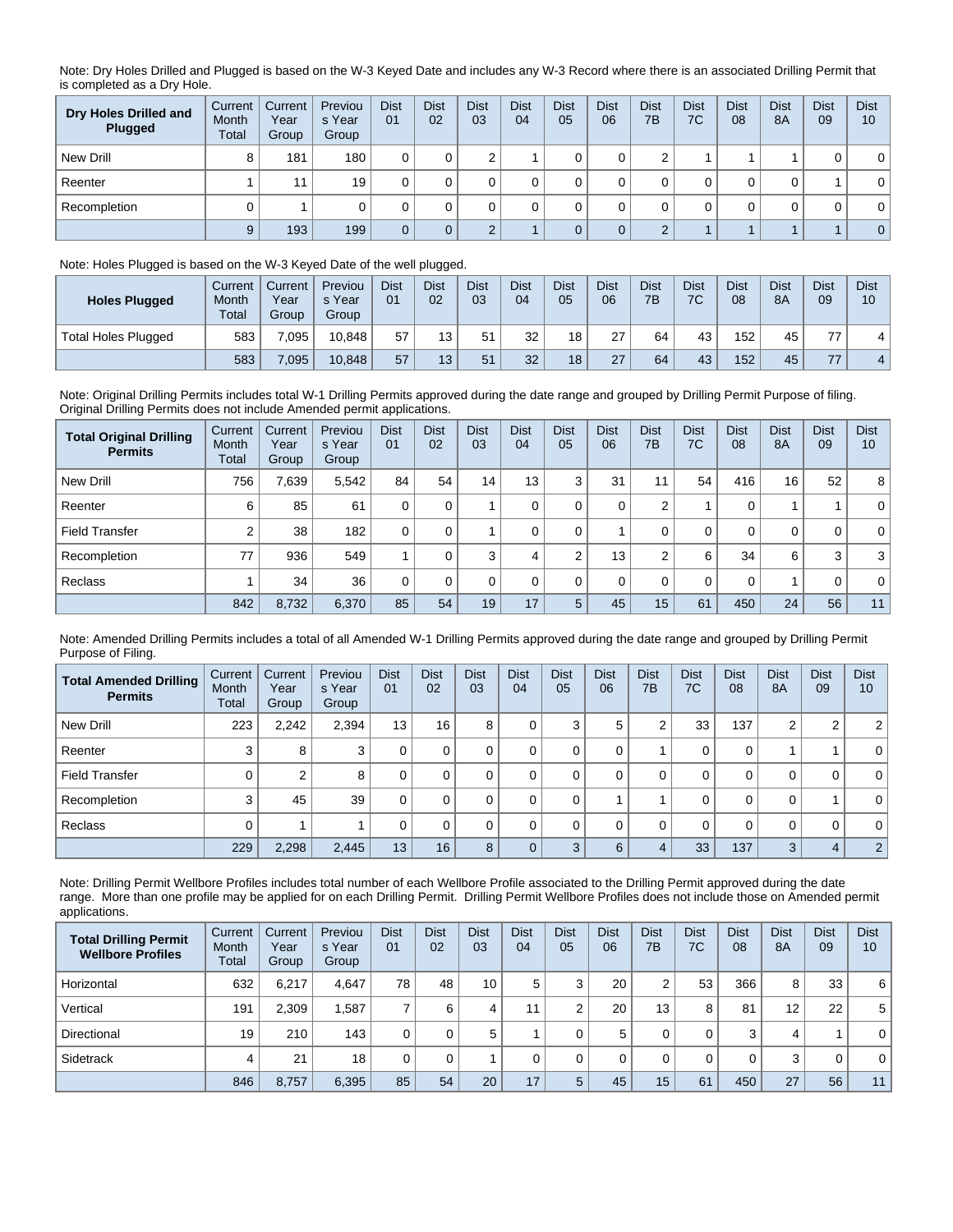Note: Dry Holes Drilled and Plugged is based on the W-3 Keyed Date and includes any W-3 Record where there is an associated Drilling Permit that is completed as a Dry Hole.

| Dry Holes Drilled and Plugged | Current Month Total | Current Year Group | Previous Year Group | Dist 01 | Dist 02 | Dist 03 | Dist 04 | Dist 05 | Dist 06 | Dist 7B | Dist 7C | Dist 08 | Dist 8A | Dist 09 | Dist 10 |
|---|---|---|---|---|---|---|---|---|---|---|---|---|---|---|---|
| New Drill | 8 | 181 | 180 | 0 | 0 | 2 | 1 | 0 | 0 | 2 | 1 | 1 | 1 | 0 | 0 |
| Reenter | 1 | 11 | 19 | 0 | 0 | 0 | 0 | 0 | 0 | 0 | 0 | 0 | 0 | 1 | 0 |
| Recompletion | 0 | 1 | 0 | 0 | 0 | 0 | 0 | 0 | 0 | 0 | 0 | 0 | 0 | 0 | 0 |
| | 9 | 193 | 199 | 0 | 0 | 2 | 1 | 0 | 0 | 2 | 1 | 1 | 1 | 1 | 0 |

Note: Holes Plugged is based on the W-3 Keyed Date of the well plugged.

| Holes Plugged | Current Month Total | Current Year Group | Previous Year Group | Dist 01 | Dist 02 | Dist 03 | Dist 04 | Dist 05 | Dist 06 | Dist 7B | Dist 7C | Dist 08 | Dist 8A | Dist 09 | Dist 10 |
|---|---|---|---|---|---|---|---|---|---|---|---|---|---|---|---|
| Total Holes Plugged | 583 | 7,095 | 10,848 | 57 | 13 | 51 | 32 | 18 | 27 | 64 | 43 | 152 | 45 | 77 | 4 |
| | 583 | 7,095 | 10,848 | 57 | 13 | 51 | 32 | 18 | 27 | 64 | 43 | 152 | 45 | 77 | 4 |

Note: Original Drilling Permits includes total W-1 Drilling Permits approved during the date range and grouped by Drilling Permit Purpose of filing. Original Drilling Permits does not include Amended permit applications.

| Total Original Drilling Permits | Current Month Total | Current Year Group | Previous Year Group | Dist 01 | Dist 02 | Dist 03 | Dist 04 | Dist 05 | Dist 06 | Dist 7B | Dist 7C | Dist 08 | Dist 8A | Dist 09 | Dist 10 |
|---|---|---|---|---|---|---|---|---|---|---|---|---|---|---|---|
| New Drill | 756 | 7,639 | 5,542 | 84 | 54 | 14 | 13 | 3 | 31 | 11 | 54 | 416 | 16 | 52 | 8 |
| Reenter | 6 | 85 | 61 | 0 | 0 | 1 | 0 | 0 | 0 | 2 | 1 | 0 | 1 | 1 | 0 |
| Field Transfer | 2 | 38 | 182 | 0 | 0 | 1 | 0 | 0 | 1 | 0 | 0 | 0 | 0 | 0 | 0 |
| Recompletion | 77 | 936 | 549 | 1 | 0 | 3 | 4 | 2 | 13 | 2 | 6 | 34 | 6 | 3 | 3 |
| Reclass | 1 | 34 | 36 | 0 | 0 | 0 | 0 | 0 | 0 | 0 | 0 | 0 | 1 | 0 | 0 |
| | 842 | 8,732 | 6,370 | 85 | 54 | 19 | 17 | 5 | 45 | 15 | 61 | 450 | 24 | 56 | 11 |

Note: Amended Drilling Permits includes a total of all Amended W-1 Drilling Permits approved during the date range and grouped by Drilling Permit Purpose of Filing.

| Total Amended Drilling Permits | Current Month Total | Current Year Group | Previous Year Group | Dist 01 | Dist 02 | Dist 03 | Dist 04 | Dist 05 | Dist 06 | Dist 7B | Dist 7C | Dist 08 | Dist 8A | Dist 09 | Dist 10 |
|---|---|---|---|---|---|---|---|---|---|---|---|---|---|---|---|
| New Drill | 223 | 2,242 | 2,394 | 13 | 16 | 8 | 0 | 3 | 5 | 2 | 33 | 137 | 2 | 2 | 2 |
| Reenter | 3 | 8 | 3 | 0 | 0 | 0 | 0 | 0 | 0 | 1 | 0 | 0 | 1 | 1 | 0 |
| Field Transfer | 0 | 2 | 8 | 0 | 0 | 0 | 0 | 0 | 0 | 0 | 0 | 0 | 0 | 0 | 0 |
| Recompletion | 3 | 45 | 39 | 0 | 0 | 0 | 0 | 0 | 1 | 1 | 0 | 0 | 0 | 1 | 0 |
| Reclass | 0 | 1 | 1 | 0 | 0 | 0 | 0 | 0 | 0 | 0 | 0 | 0 | 0 | 0 | 0 |
| | 229 | 2,298 | 2,445 | 13 | 16 | 8 | 0 | 3 | 6 | 4 | 33 | 137 | 3 | 4 | 2 |

Note: Drilling Permit Wellbore Profiles includes total number of each Wellbore Profile associated to the Drilling Permit approved during the date range. More than one profile may be applied for on each Drilling Permit. Drilling Permit Wellbore Profiles does not include those on Amended permit applications.

| Total Drilling Permit Wellbore Profiles | Current Month Total | Current Year Group | Previous Year Group | Dist 01 | Dist 02 | Dist 03 | Dist 04 | Dist 05 | Dist 06 | Dist 7B | Dist 7C | Dist 08 | Dist 8A | Dist 09 | Dist 10 |
|---|---|---|---|---|---|---|---|---|---|---|---|---|---|---|---|
| Horizontal | 632 | 6,217 | 4,647 | 78 | 48 | 10 | 5 | 3 | 20 | 2 | 53 | 366 | 8 | 33 | 6 |
| Vertical | 191 | 2,309 | 1,587 | 7 | 6 | 4 | 11 | 2 | 20 | 13 | 8 | 81 | 12 | 22 | 5 |
| Directional | 19 | 210 | 143 | 0 | 0 | 5 | 1 | 0 | 5 | 0 | 0 | 3 | 4 | 1 | 0 |
| Sidetrack | 4 | 21 | 18 | 0 | 0 | 1 | 0 | 0 | 0 | 0 | 0 | 0 | 3 | 0 | 0 |
| | 846 | 8,757 | 6,395 | 85 | 54 | 20 | 17 | 5 | 45 | 15 | 61 | 450 | 27 | 56 | 11 |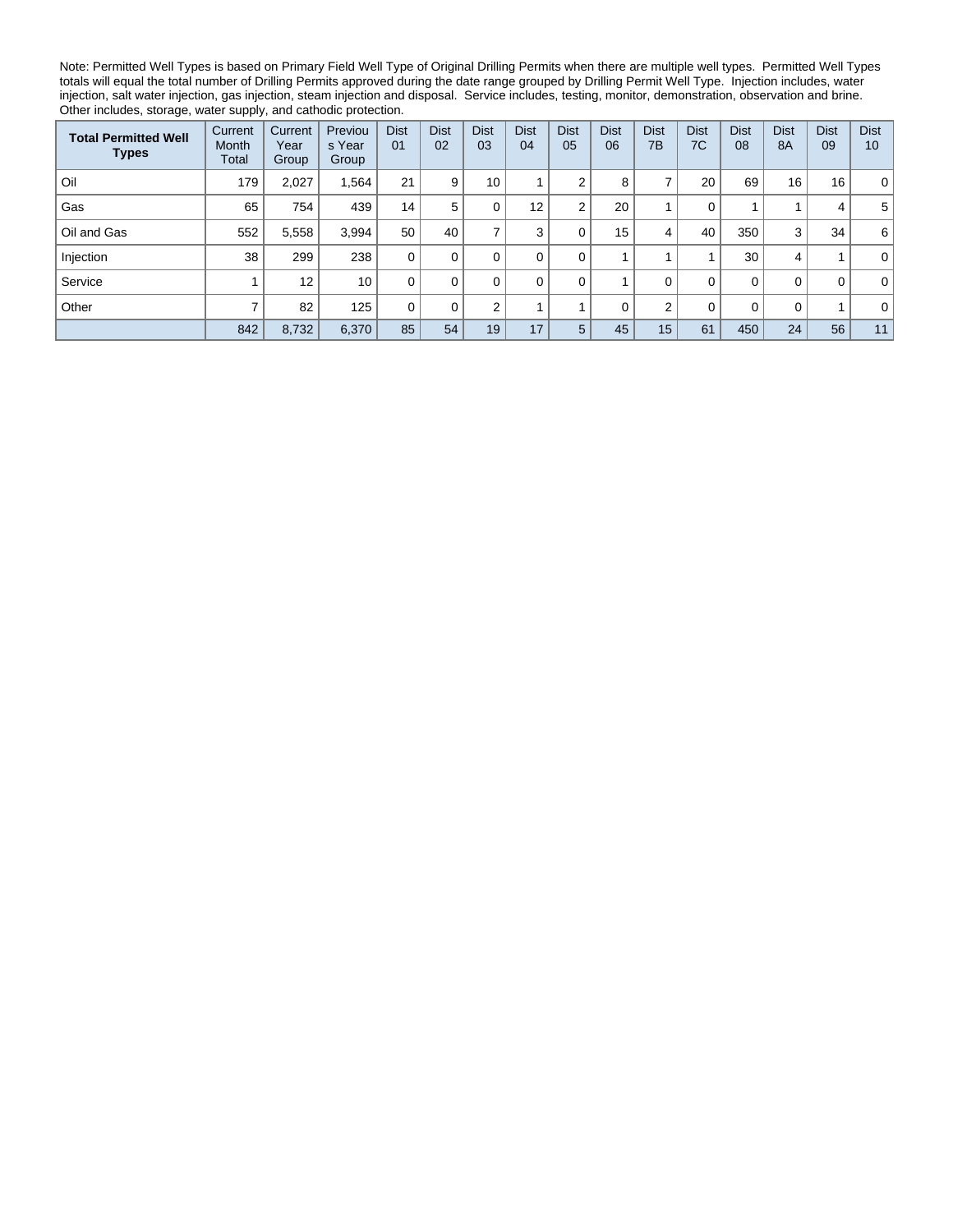Note: Permitted Well Types is based on Primary Field Well Type of Original Drilling Permits when there are multiple well types. Permitted Well Types totals will equal the total number of Drilling Permits approved during the date range grouped by Drilling Permit Well Type. Injection includes, water injection, salt water injection, gas injection, steam injection and disposal. Service includes, testing, monitor, demonstration, observation and brine. Other includes, storage, water supply, and cathodic protection.

| **Total Permitted Well Types** | Current Month Total | Current Year Group | Previous Year Group | Dist 01 | Dist 02 | Dist 03 | Dist 04 | Dist 05 | Dist 06 | Dist 7B | Dist 7C | Dist 08 | Dist 8A | Dist 09 | Dist 10 |
|---|---|---|---|---|---|---|---|---|---|---|---|---|---|---|---|
| Oil | 179 | 2,027 | 1,564 | 21 | 9 | 10 | 1 | 2 | 8 | 7 | 20 | 69 | 16 | 16 | 0 |
| Gas | 65 | 754 | 439 | 14 | 5 | 0 | 12 | 2 | 20 | 1 | 0 | 1 | 1 | 4 | 5 |
| Oil and Gas | 552 | 5,558 | 3,994 | 50 | 40 | 7 | 3 | 0 | 15 | 4 | 40 | 350 | 3 | 34 | 6 |
| Injection | 38 | 299 | 238 | 0 | 0 | 0 | 0 | 0 | 1 | 1 | 1 | 30 | 4 | 1 | 0 |
| Service | 1 | 12 | 10 | 0 | 0 | 0 | 0 | 0 | 1 | 0 | 0 | 0 | 0 | 0 | 0 |
| Other | 7 | 82 | 125 | 0 | 0 | 2 | 1 | 1 | 0 | 2 | 0 | 0 | 0 | 1 | 0 |
| | 842 | 8,732 | 6,370 | 85 | 54 | 19 | 17 | 5 | 45 | 15 | 61 | 450 | 24 | 56 | 11 |